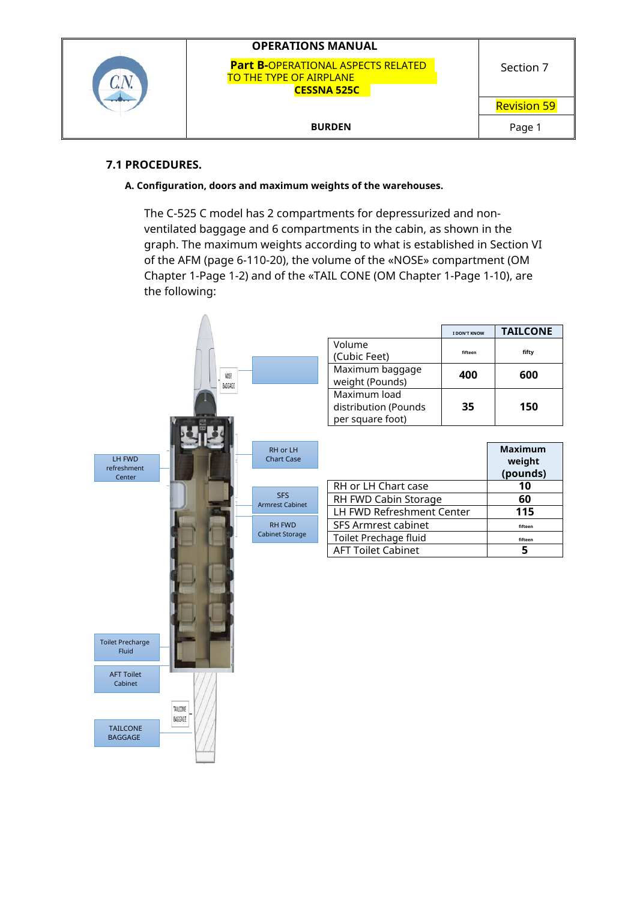## 7.1 PROCEDURES.

### A. Configuration, doors and maximum weights of the warehouses.

The C-525 C model has 2 compartments for depressurized and non-ventilated baggage and 6 compartments in the cabin, as shown in the graph. The maximum weights according to what is established in Section VI of the AFM (page 6-110-20), the volume of the «NOSE» compartment (OM Chapter 1-Page 1-2) and of the «TAIL CONE (OM Chapter 1-Page 1-10), are the following:

NOSE BAGGAGE

RH or LH Chart Case

LH FWD refreshment Center

SFS Armrest Cabinet

RH FWD Cabinet Storage

Toilet Precharge Fluid

AFT Toilet Cabinet

TAILCONE BAGGAGE

| | I DON'T KNOW | TAILCONE |
|---|---|---|
| Volume (Cubic Feet) | fifteen | fifty |
| Maximum baggage weight (Pounds) | 400 | 600 |
| Maximum load distribution (Pounds per square foot) | 35 | 150 |

| | Maximum weight (pounds) |
|---|---|
| RH or LH Chart case | 10 |
| RH FWD Cabin Storage | 60 |
| LH FWD Refreshment Center | 115 |
| SFS Armrest cabinet | fifteen |
| Toilet Prechage fluid | fifteen |
| AFT Toilet Cabinet | 5 |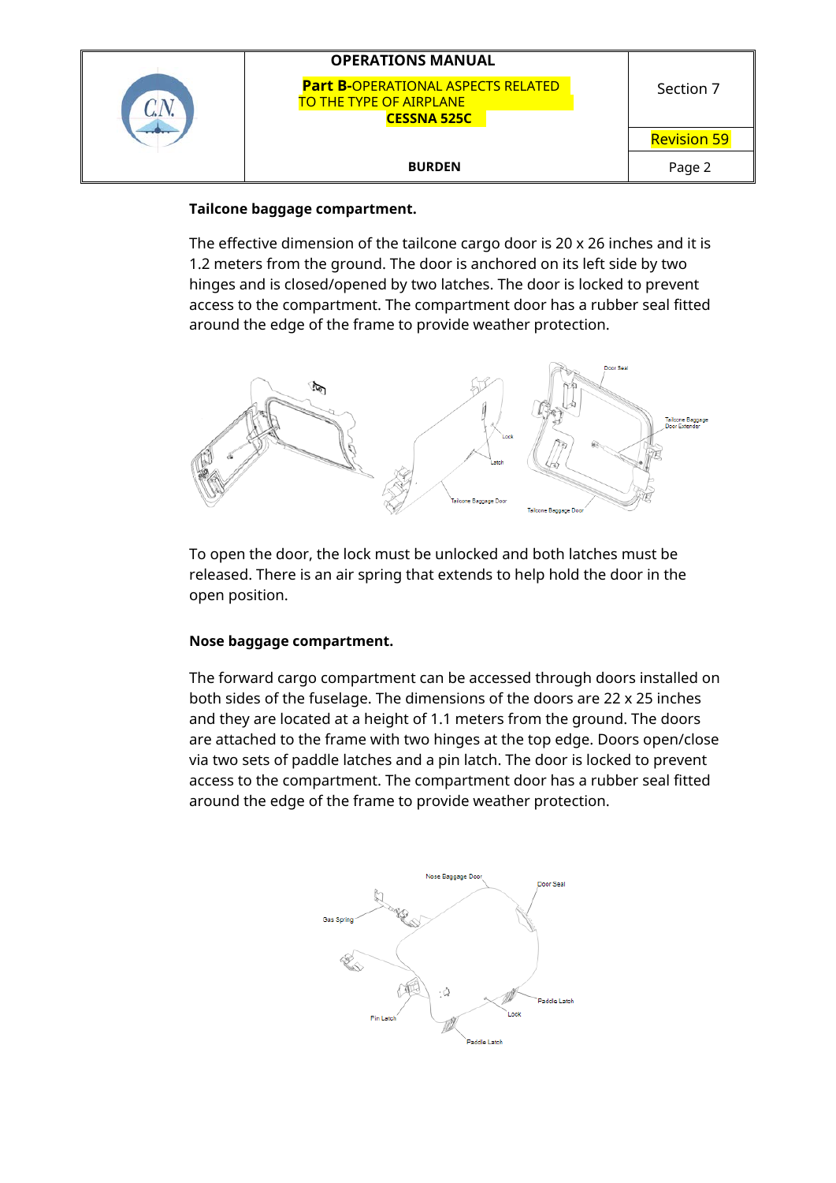**Tailcone baggage compartment.**

The effective dimension of the tailcone cargo door is 20 x 26 inches and it is 1.2 meters from the ground. The door is anchored on its left side by two hinges and is closed/opened by two latches. The door is locked to prevent access to the compartment. The compartment door has a rubber seal fitted around the edge of the frame to provide weather protection.

To open the door, the lock must be unlocked and both latches must be released. There is an air spring that extends to help hold the door in the open position.

**Nose baggage compartment.**

The forward cargo compartment can be accessed through doors installed on both sides of the fuselage. The dimensions of the doors are 22 x 25 inches and they are located at a height of 1.1 meters from the ground. The doors are attached to the frame with two hinges at the top edge. Doors open/close via two sets of paddle latches and a pin latch. The door is locked to prevent access to the compartment. The compartment door has a rubber seal fitted around the edge of the frame to provide weather protection.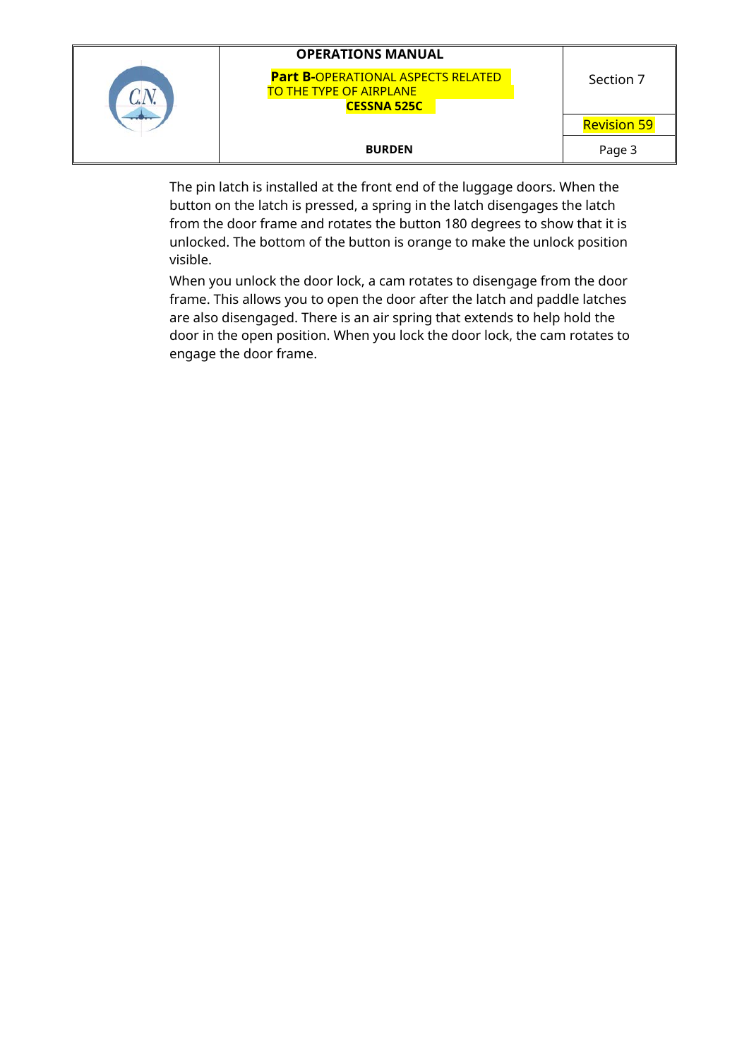The pin latch is installed at the front end of the luggage doors. When the button on the latch is pressed, a spring in the latch disengages the latch from the door frame and rotates the button 180 degrees to show that it is unlocked. The bottom of the button is orange to make the unlock position visible.

When you unlock the door lock, a cam rotates to disengage from the door frame. This allows you to open the door after the latch and paddle latches are also disengaged. There is an air spring that extends to help hold the door in the open position. When you lock the door lock, the cam rotates to engage the door frame.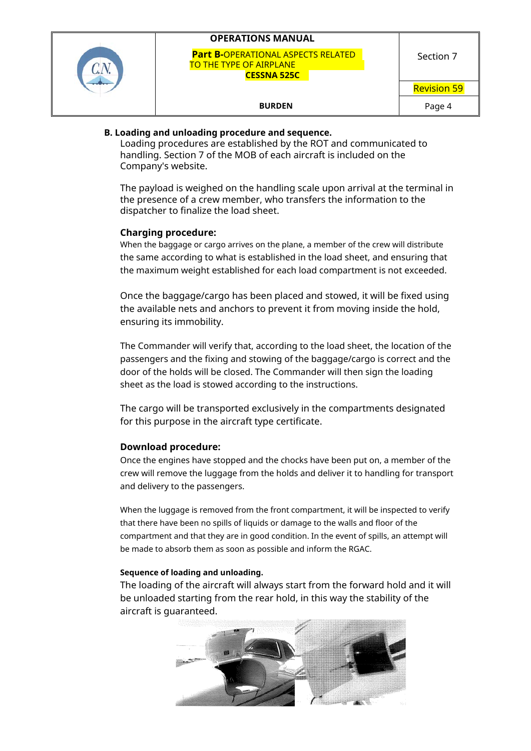**B. Loading and unloading procedure and sequence.**

Loading procedures are established by the ROT and communicated to handling. Section 7 of the MOB of each aircraft is included on the Company's website.

The payload is weighed on the handling scale upon arrival at the terminal in the presence of a crew member, who transfers the information to the dispatcher to finalize the load sheet.

**Charging procedure:**

When the baggage or cargo arrives on the plane, a member of the crew will distribute the same according to what is established in the load sheet, and ensuring that the maximum weight established for each load compartment is not exceeded.

Once the baggage/cargo has been placed and stowed, it will be fixed using the available nets and anchors to prevent it from moving inside the hold, ensuring its immobility.

The Commander will verify that, according to the load sheet, the location of the passengers and the fixing and stowing of the baggage/cargo is correct and the door of the holds will be closed. The Commander will then sign the loading sheet as the load is stowed according to the instructions.

The cargo will be transported exclusively in the compartments designated for this purpose in the aircraft type certificate.

**Download procedure:**

Once the engines have stopped and the chocks have been put on, a member of the crew will remove the luggage from the holds and deliver it to handling for transport and delivery to the passengers.

When the luggage is removed from the front compartment, it will be inspected to verify that there have been no spills of liquids or damage to the walls and floor of the compartment and that they are in good condition. In the event of spills, an attempt will be made to absorb them as soon as possible and inform the RGAC.

**Sequence of loading and unloading.**

The loading of the aircraft will always start from the forward hold and it will be unloaded starting from the rear hold, in this way the stability of the aircraft is guaranteed.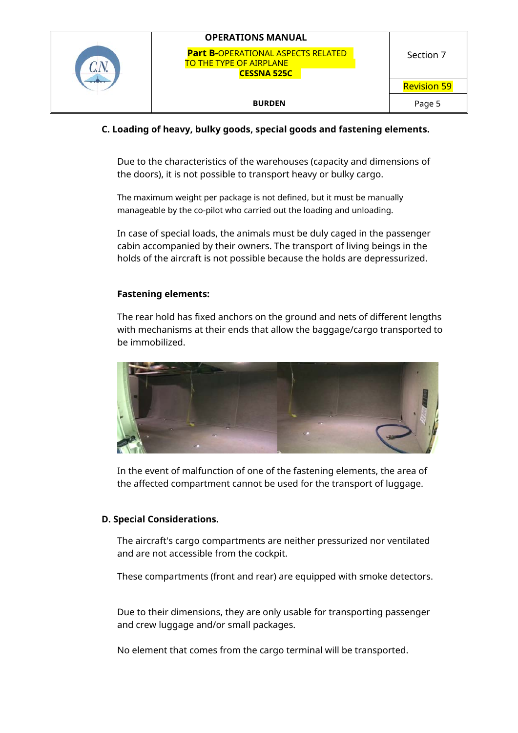### C. Loading of heavy, bulky goods, special goods and fastening elements.

Due to the characteristics of the warehouses (capacity and dimensions of the doors), it is not possible to transport heavy or bulky cargo.

The maximum weight per package is not defined, but it must be manually manageable by the co-pilot who carried out the loading and unloading.

In case of special loads, the animals must be duly caged in the passenger cabin accompanied by their owners. The transport of living beings in the holds of the aircraft is not possible because the holds are depressurized.

**Fastening elements:**

The rear hold has fixed anchors on the ground and nets of different lengths with mechanisms at their ends that allow the baggage/cargo transported to be immobilized.

In the event of malfunction of one of the fastening elements, the area of the affected compartment cannot be used for the transport of luggage.

### D. Special Considerations.

The aircraft's cargo compartments are neither pressurized nor ventilated and are not accessible from the cockpit.

These compartments (front and rear) are equipped with smoke detectors.

Due to their dimensions, they are only usable for transporting passenger and crew luggage and/or small packages.

No element that comes from the cargo terminal will be transported.